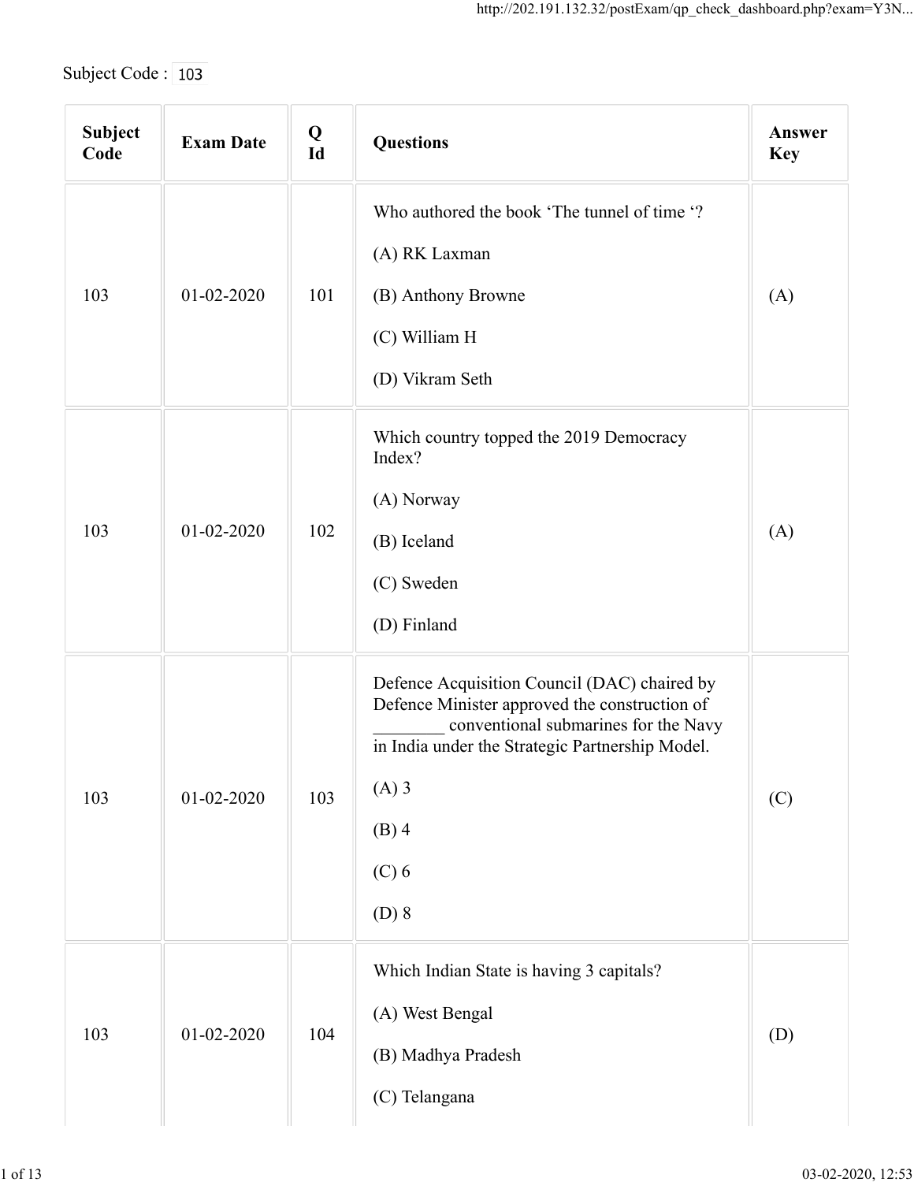Subject Code : 103

| Subject Code | Exam Date | Q Id | Questions | Answer Key |
|---|---|---|---|---|
| 103 | 01-02-2020 | 101 | Who authored the book 'The tunnel of time '?<br><br>(A) RK Laxman<br><br>(B) Anthony Browne<br><br>(C) William H<br><br>(D) Vikram Seth | (A) |
| 103 | 01-02-2020 | 102 | Which country topped the 2019 Democracy Index?<br><br>(A) Norway<br><br>(B) Iceland<br><br>(C) Sweden<br><br>(D) Finland | (A) |
| 103 | 01-02-2020 | 103 | Defence Acquisition Council (DAC) chaired by Defence Minister approved the construction of ________ conventional submarines for the Navy in India under the Strategic Partnership Model.<br><br>(A) 3<br><br>(B) 4<br><br>(C) 6<br><br>(D) 8 | (C) |
| 103 | 01-02-2020 | 104 | Which Indian State is having 3 capitals?<br><br>(A) West Bengal<br><br>(B) Madhya Pradesh<br><br>(C) Telangana | (D) |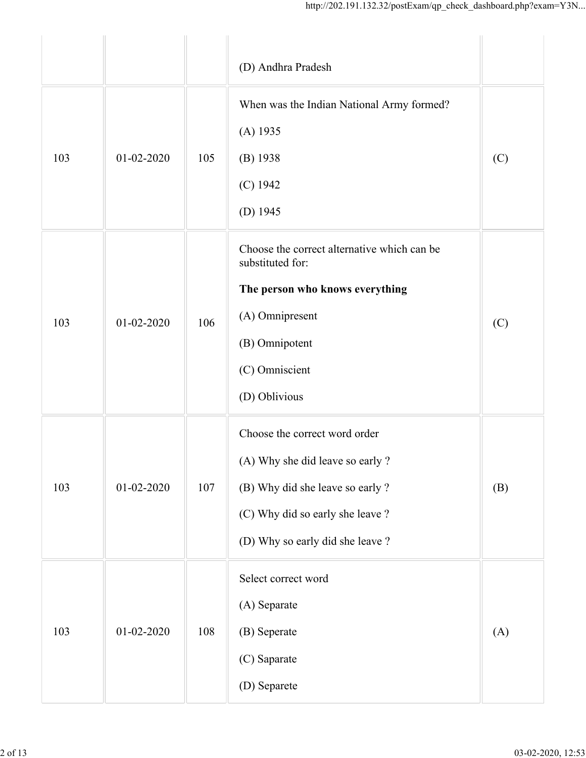| | | | | |
|---|---|---|---|---|
| | | | (D) Andhra Pradesh | |
| 103 | 01-02-2020 | 105 | When was the Indian National Army formed?<br><br>(A) 1935<br><br>(B) 1938<br><br>(C) 1942<br><br>(D) 1945 | (C) |
| 103 | 01-02-2020 | 106 | Choose the correct alternative which can be substituted for:<br><br>**The person who knows everything**<br><br>(A) Omnipresent<br><br>(B) Omnipotent<br><br>(C) Omniscient<br><br>(D) Oblivious | (C) |
| 103 | 01-02-2020 | 107 | Choose the correct word order<br><br>(A) Why she did leave so early ?<br><br>(B) Why did she leave so early ?<br><br>(C) Why did so early she leave ?<br><br>(D) Why so early did she leave ? | (B) |
| 103 | 01-02-2020 | 108 | Select correct word<br><br>(A) Separate<br><br>(B) Seperate<br><br>(C) Saparate<br><br>(D) Separete | (A) |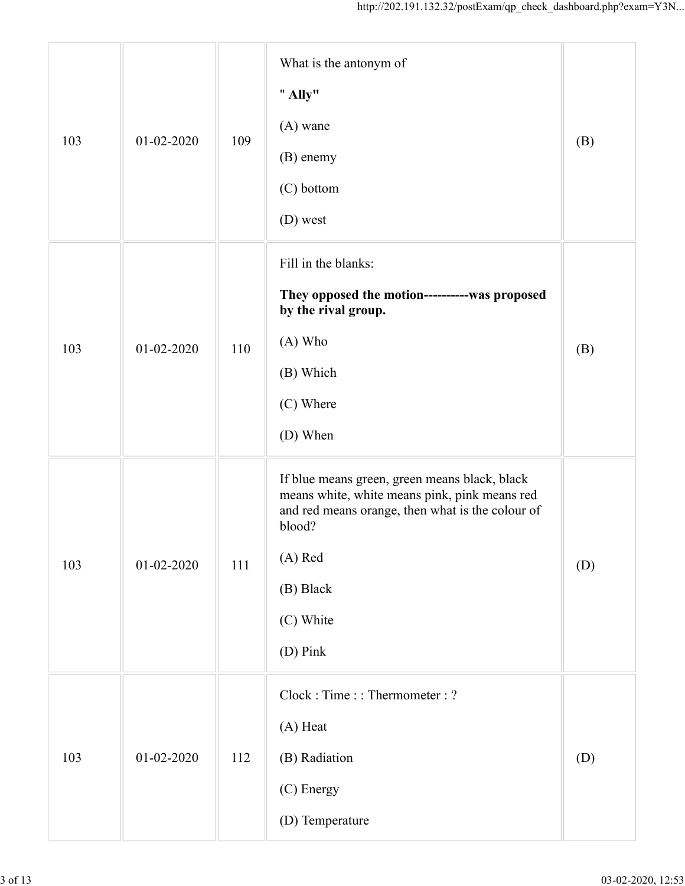| 103 | 01-02-2020 | 109 | What is the antonym of<br><br>" **Ally"**<br><br>(A) wane<br><br>(B) enemy<br><br>(C) bottom<br><br>(D) west | (B) |
|---|---|---|---|---|
| 103 | 01-02-2020 | 110 | Fill in the blanks:<br><br>**They opposed the motion----------was proposed by the rival group.**<br><br>(A) Who<br><br>(B) Which<br><br>(C) Where<br><br>(D) When | (B) |
| 103 | 01-02-2020 | 111 | If blue means green, green means black, black means white, white means pink, pink means red and red means orange, then what is the colour of blood?<br><br>(A) Red<br><br>(B) Black<br><br>(C) White<br><br>(D) Pink | (D) |
| 103 | 01-02-2020 | 112 | Clock : Time : : Thermometer : ?<br><br>(A) Heat<br><br>(B) Radiation<br><br>(C) Energy<br><br>(D) Temperature | (D) |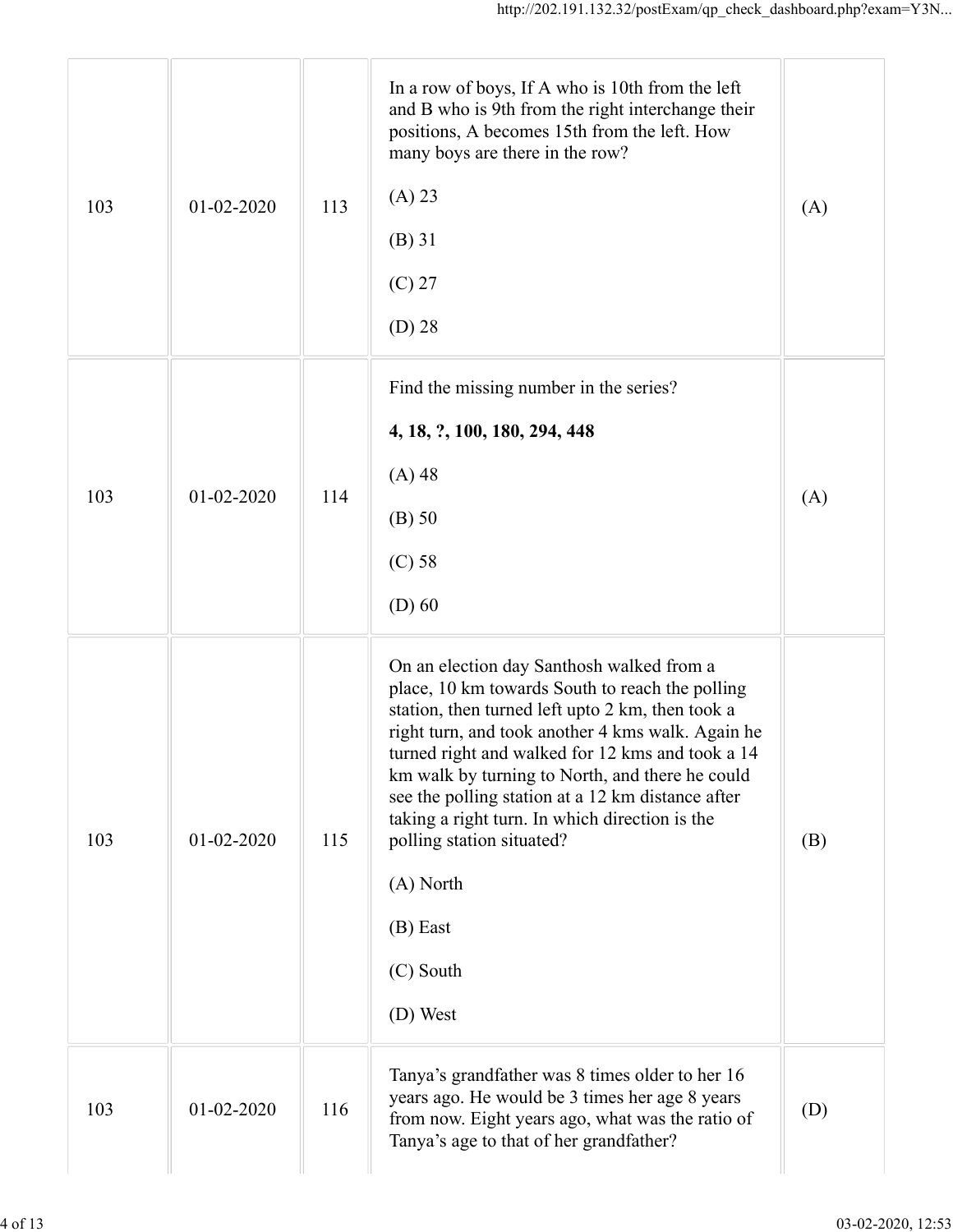| | | | | |
|---|---|---|---|---|
| 103 | 01-02-2020 | 113 | In a row of boys, If A who is 10th from the left and B who is 9th from the right interchange their positions, A becomes 15th from the left. How many boys are there in the row?<br><br>(A) 23<br><br>(B) 31<br><br>(C) 27<br><br>(D) 28 | (A) |
| 103 | 01-02-2020 | 114 | Find the missing number in the series?<br><br>**4, 18, ?, 100, 180, 294, 448**<br><br>(A) 48<br><br>(B) 50<br><br>(C) 58<br><br>(D) 60 | (A) |
| 103 | 01-02-2020 | 115 | On an election day Santhosh walked from a place, 10 km towards South to reach the polling station, then turned left upto 2 km, then took a right turn, and took another 4 kms walk. Again he turned right and walked for 12 kms and took a 14 km walk by turning to North, and there he could see the polling station at a 12 km distance after taking a right turn. In which direction is the polling station situated?<br><br>(A) North<br><br>(B) East<br><br>(C) South<br><br>(D) West | (B) |
| 103 | 01-02-2020 | 116 | Tanya's grandfather was 8 times older to her 16 years ago. He would be 3 times her age 8 years from now. Eight years ago, what was the ratio of Tanya's age to that of her grandfather? | (D) |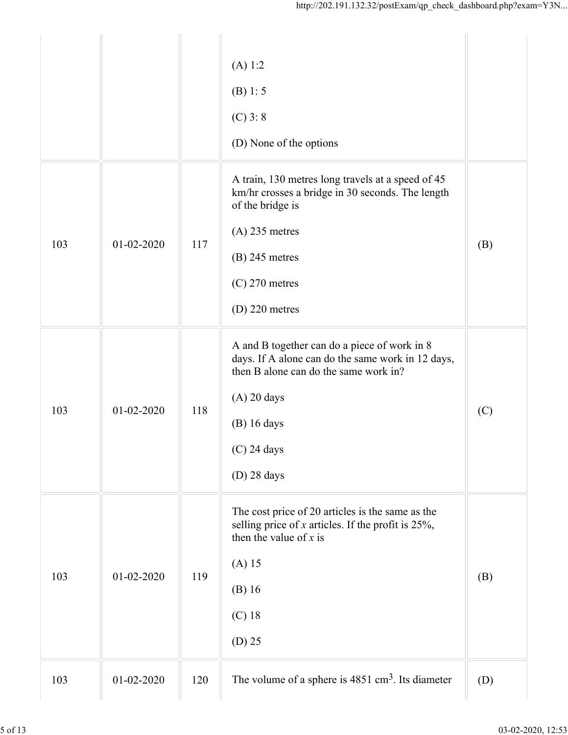| | | | | |
|---|---|---|---|---|
| | | | (A) 1:2<br><br>(B) 1: 5<br><br>(C) 3: 8<br><br>(D) None of the options | |
| 103 | 01-02-2020 | 117 | A train, 130 metres long travels at a speed of 45 km/hr crosses a bridge in 30 seconds. The length of the bridge is<br><br>(A) 235 metres<br><br>(B) 245 metres<br><br>(C) 270 metres<br><br>(D) 220 metres | (B) |
| 103 | 01-02-2020 | 118 | A and B together can do a piece of work in 8 days. If A alone can do the same work in 12 days, then B alone can do the same work in?<br><br>(A) 20 days<br><br>(B) 16 days<br><br>(C) 24 days<br><br>(D) 28 days | (C) |
| 103 | 01-02-2020 | 119 | The cost price of 20 articles is the same as the selling price of *x* articles. If the profit is 25%, then the value of *x* is<br><br>(A) 15<br><br>(B) 16<br><br>(C) 18<br><br>(D) 25 | (B) |
| 103 | 01-02-2020 | 120 | The volume of a sphere is 4851 $cm^3$. Its diameter | (D) |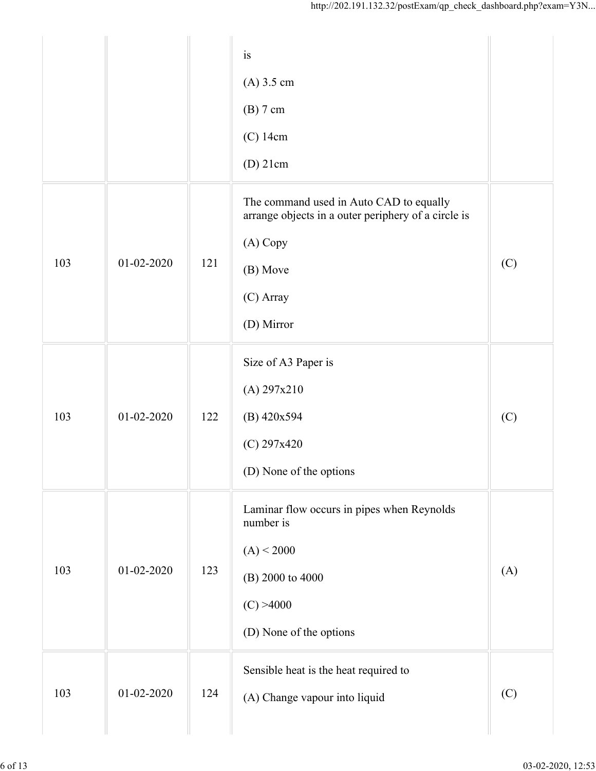| | | | | |
|---|---|---|---|---|
| | | | is<br><br>(A) 3.5 cm<br><br>(B) 7 cm<br><br>(C) 14cm<br><br>(D) 21cm | |
| 103 | 01-02-2020 | 121 | The command used in Auto CAD to equally arrange objects in a outer periphery of a circle is<br><br>(A) Copy<br><br>(B) Move<br><br>(C) Array<br><br>(D) Mirror | (C) |
| 103 | 01-02-2020 | 122 | Size of A3 Paper is<br><br>(A) 297x210<br><br>(B) 420x594<br><br>(C) 297x420<br><br>(D) None of the options | (C) |
| 103 | 01-02-2020 | 123 | Laminar flow occurs in pipes when Reynolds number is<br><br>(A) < 2000<br><br>(B) 2000 to 4000<br><br>(C) >4000<br><br>(D) None of the options | (A) |
| 103 | 01-02-2020 | 124 | Sensible heat is the heat required to<br><br>(A) Change vapour into liquid | (C) |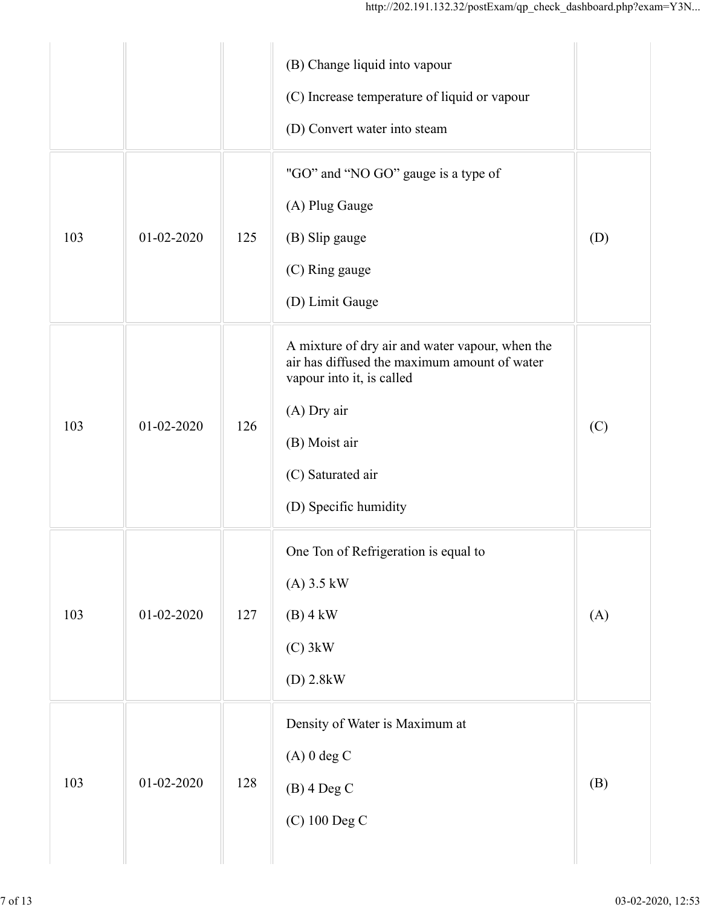| | | | | |
|---|---|---|---|---|
| | | | (B) Change liquid into vapour<br><br>(C) Increase temperature of liquid or vapour<br><br>(D) Convert water into steam | |
| 103 | 01-02-2020 | 125 | "GO" and "NO GO" gauge is a type of<br><br>(A) Plug Gauge<br><br>(B) Slip gauge<br><br>(C) Ring gauge<br><br>(D) Limit Gauge | (D) |
| 103 | 01-02-2020 | 126 | A mixture of dry air and water vapour, when the air has diffused the maximum amount of water vapour into it, is called<br><br>(A) Dry air<br><br>(B) Moist air<br><br>(C) Saturated air<br><br>(D) Specific humidity | (C) |
| 103 | 01-02-2020 | 127 | One Ton of Refrigeration is equal to<br><br>(A) 3.5 kW<br><br>(B) 4 kW<br><br>(C) 3kW<br><br>(D) 2.8kW | (A) |
| 103 | 01-02-2020 | 128 | Density of Water is Maximum at<br><br>(A) 0 deg C<br><br>(B) 4 Deg C<br><br>(C) 100 Deg C | (B) |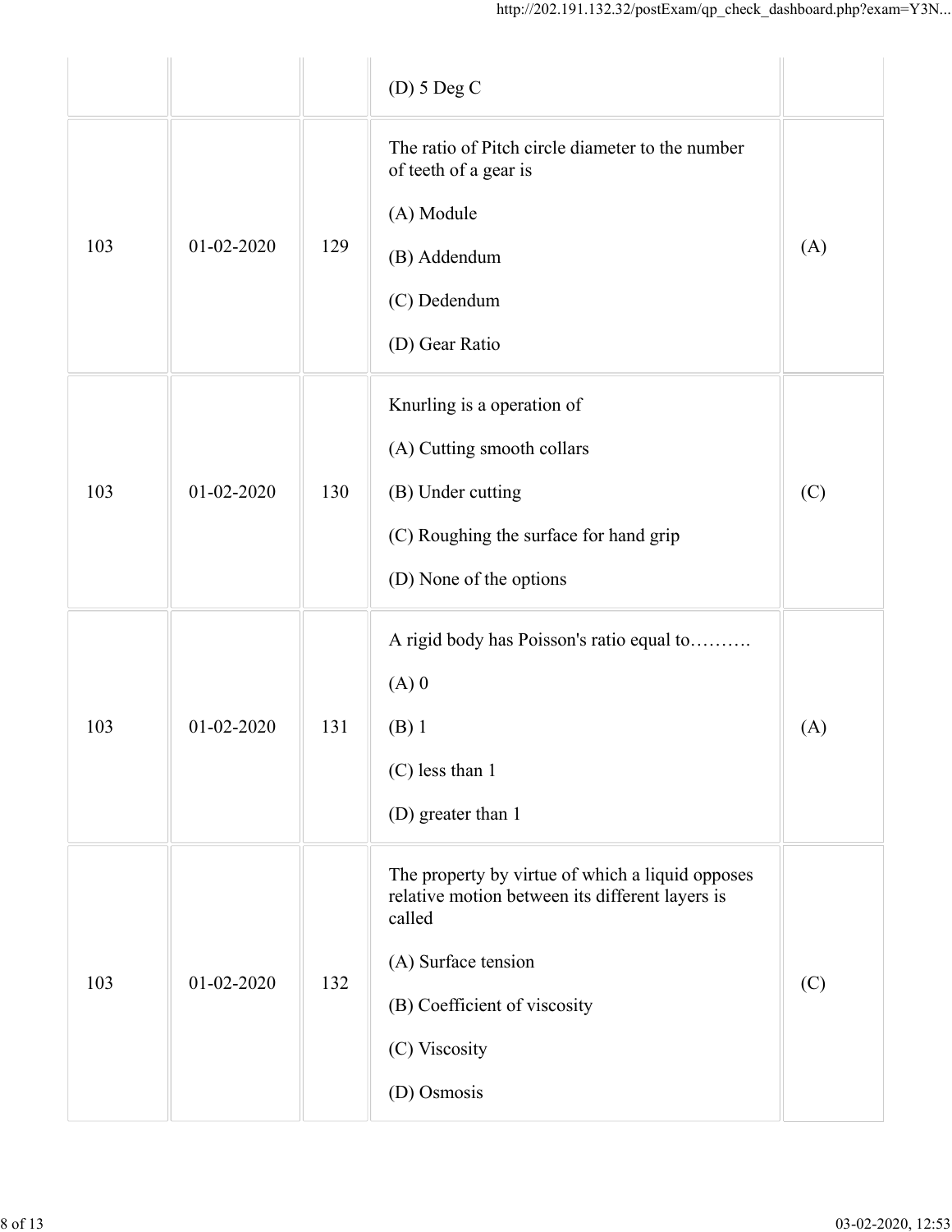| | | | | |
|---|---|---|---|---|
| | | | (D) 5 Deg C | |
| 103 | 01-02-2020 | 129 | The ratio of Pitch circle diameter to the number of teeth of a gear is<br><br>(A) Module<br><br>(B) Addendum<br><br>(C) Dedendum<br><br>(D) Gear Ratio | (A) |
| 103 | 01-02-2020 | 130 | Knurling is a operation of<br><br>(A) Cutting smooth collars<br><br>(B) Under cutting<br><br>(C) Roughing the surface for hand grip<br><br>(D) None of the options | (C) |
| 103 | 01-02-2020 | 131 | A rigid body has Poisson's ratio equal to……….<br><br>(A) 0<br><br>(B) 1<br><br>(C) less than 1<br><br>(D) greater than 1 | (A) |
| 103 | 01-02-2020 | 132 | The property by virtue of which a liquid opposes relative motion between its different layers is called<br><br>(A) Surface tension<br><br>(B) Coefficient of viscosity<br><br>(C) Viscosity<br><br>(D) Osmosis | (C) |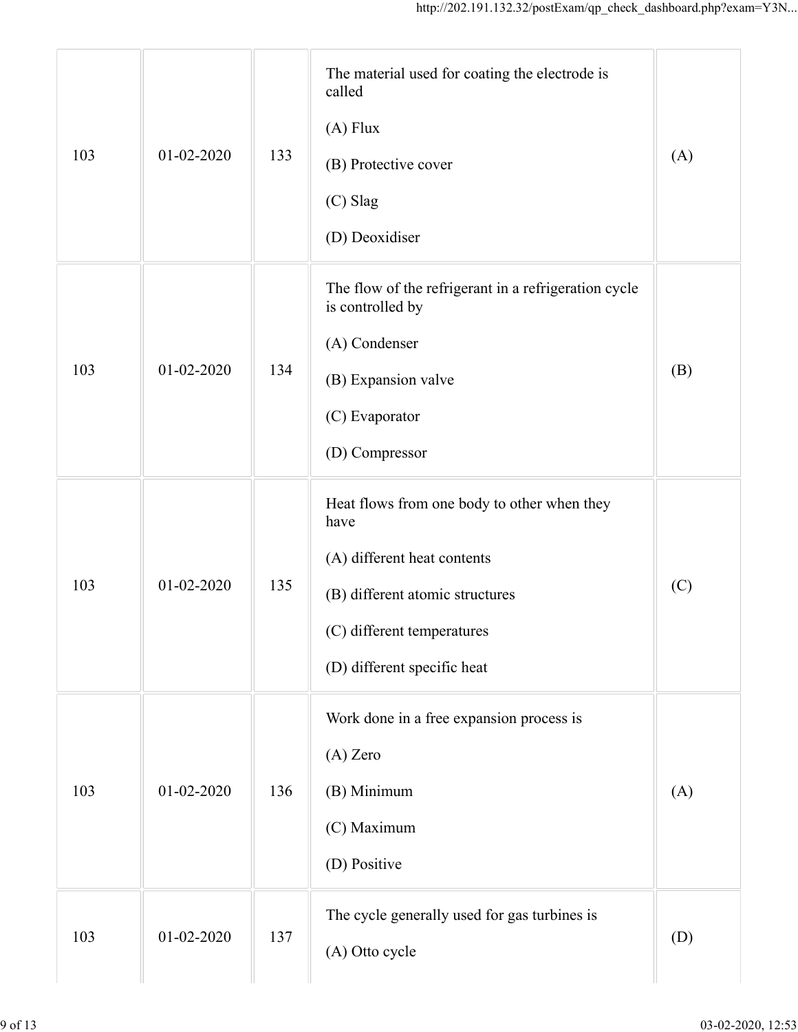| | | | | |
|---|---|---|---|---|
| 103 | 01-02-2020 | 133 | The material used for coating the electrode is called<br><br>(A) Flux<br><br>(B) Protective cover<br><br>(C) Slag<br><br>(D) Deoxidiser | (A) |
| 103 | 01-02-2020 | 134 | The flow of the refrigerant in a refrigeration cycle is controlled by<br><br>(A) Condenser<br><br>(B) Expansion valve<br><br>(C) Evaporator<br><br>(D) Compressor | (B) |
| 103 | 01-02-2020 | 135 | Heat flows from one body to other when they have<br><br>(A) different heat contents<br><br>(B) different atomic structures<br><br>(C) different temperatures<br><br>(D) different specific heat | (C) |
| 103 | 01-02-2020 | 136 | Work done in a free expansion process is<br><br>(A) Zero<br><br>(B) Minimum<br><br>(C) Maximum<br><br>(D) Positive | (A) |
| 103 | 01-02-2020 | 137 | The cycle generally used for gas turbines is<br><br>(A) Otto cycle | (D) |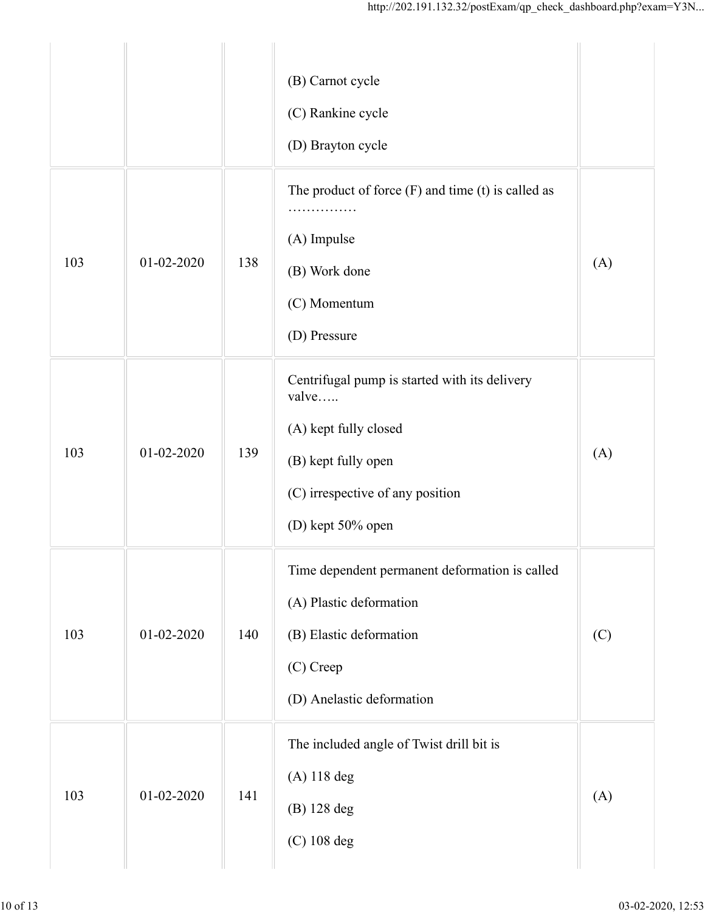| | | | | |
|---|---|---|---|---|
| | | | (B) Carnot cycle<br><br>(C) Rankine cycle<br><br>(D) Brayton cycle | |
| 103 | 01-02-2020 | 138 | The product of force (F) and time (t) is called as ……………<br><br>(A) Impulse<br><br>(B) Work done<br><br>(C) Momentum<br><br>(D) Pressure | (A) |
| 103 | 01-02-2020 | 139 | Centrifugal pump is started with its delivery valve…..<br><br>(A) kept fully closed<br><br>(B) kept fully open<br><br>(C) irrespective of any position<br><br>(D) kept 50% open | (A) |
| 103 | 01-02-2020 | 140 | Time dependent permanent deformation is called<br><br>(A) Plastic deformation<br><br>(B) Elastic deformation<br><br>(C) Creep<br><br>(D) Anelastic deformation | (C) |
| 103 | 01-02-2020 | 141 | The included angle of Twist drill bit is<br><br>(A) 118 deg<br><br>(B) 128 deg<br><br>(C) 108 deg | (A) |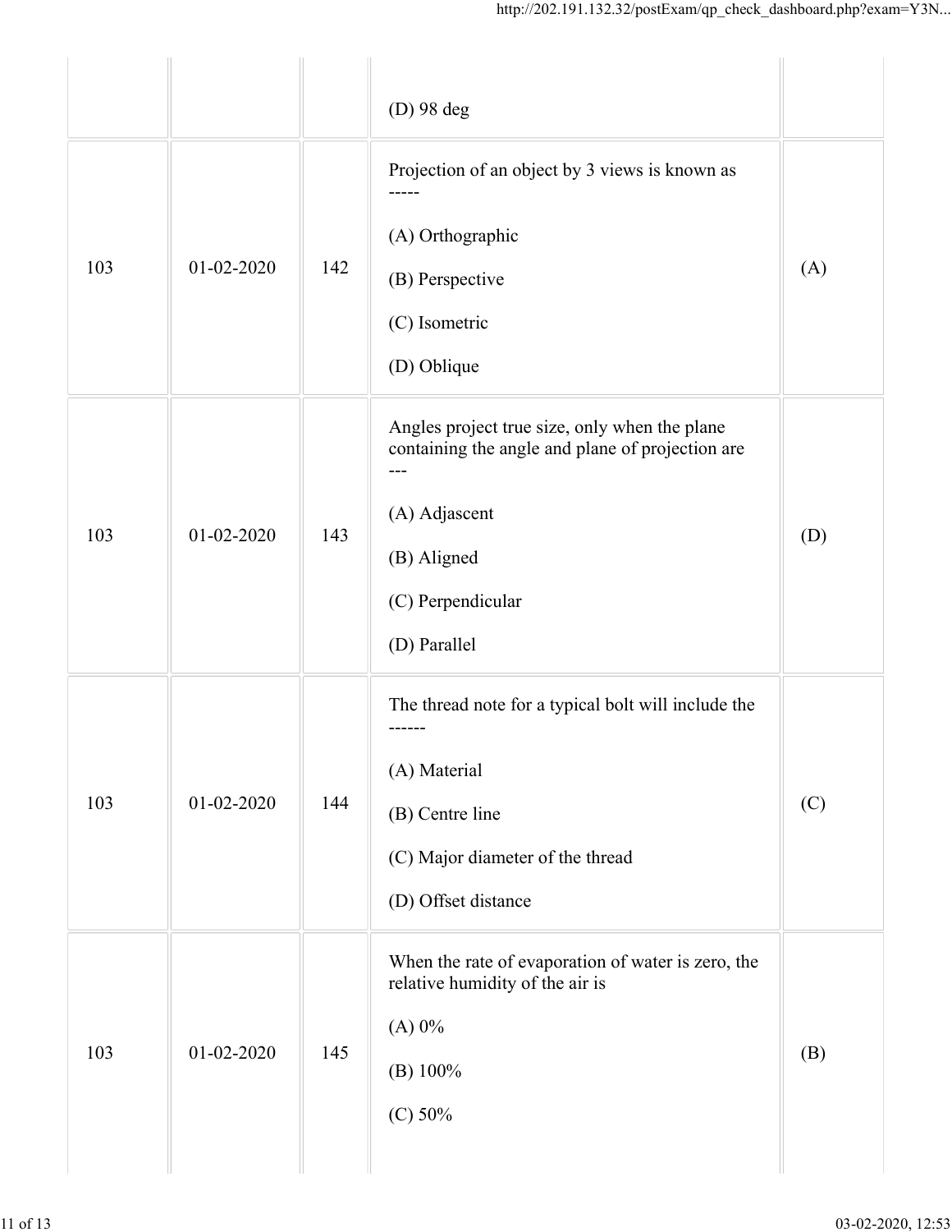| | | | | |
|---|---|---|---|---|
| | | | (D) 98 deg | |
| 103 | 01-02-2020 | 142 | Projection of an object by 3 views is known as -----<br><br>(A) Orthographic<br><br>(B) Perspective<br><br>(C) Isometric<br><br>(D) Oblique | (A) |
| 103 | 01-02-2020 | 143 | Angles project true size, only when the plane containing the angle and plane of projection are ---<br><br>(A) Adjascent<br><br>(B) Aligned<br><br>(C) Perpendicular<br><br>(D) Parallel | (D) |
| 103 | 01-02-2020 | 144 | The thread note for a typical bolt will include the ------<br><br>(A) Material<br><br>(B) Centre line<br><br>(C) Major diameter of the thread<br><br>(D) Offset distance | (C) |
| 103 | 01-02-2020 | 145 | When the rate of evaporation of water is zero, the relative humidity of the air is<br><br>(A) 0%<br><br>(B) 100%<br><br>(C) 50% | (B) |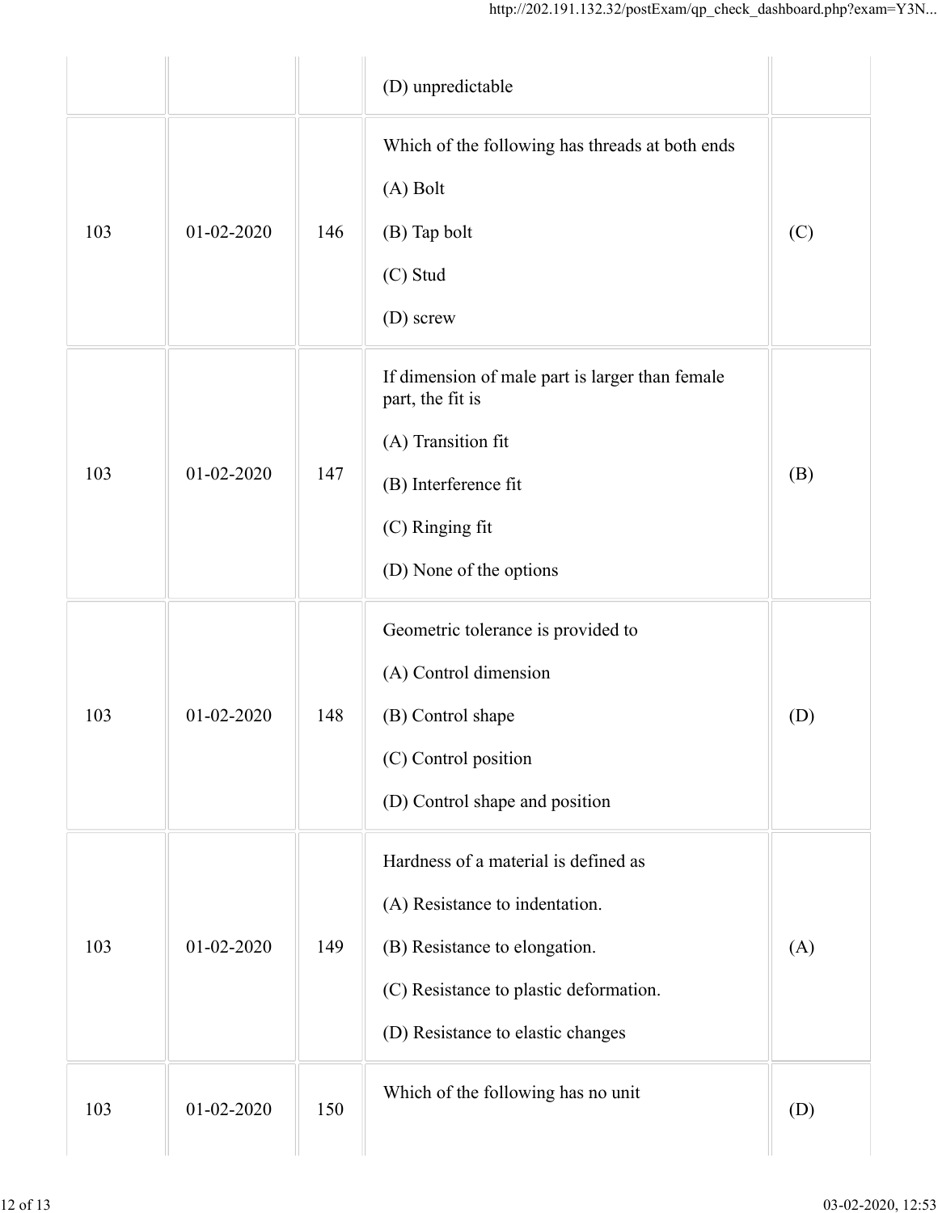| | | | (D) unpredictable | |
|---|---|---|---|---|
| 103 | 01-02-2020 | 146 | Which of the following has threads at both ends<br><br>(A) Bolt<br><br>(B) Tap bolt<br><br>(C) Stud<br><br>(D) screw | (C) |
| 103 | 01-02-2020 | 147 | If dimension of male part is larger than female part, the fit is<br><br>(A) Transition fit<br><br>(B) Interference fit<br><br>(C) Ringing fit<br><br>(D) None of the options | (B) |
| 103 | 01-02-2020 | 148 | Geometric tolerance is provided to<br><br>(A) Control dimension<br><br>(B) Control shape<br><br>(C) Control position<br><br>(D) Control shape and position | (D) |
| 103 | 01-02-2020 | 149 | Hardness of a material is defined as<br><br>(A) Resistance to indentation.<br><br>(B) Resistance to elongation.<br><br>(C) Resistance to plastic deformation.<br><br>(D) Resistance to elastic changes | (A) |
| 103 | 01-02-2020 | 150 | Which of the following has no unit | (D) |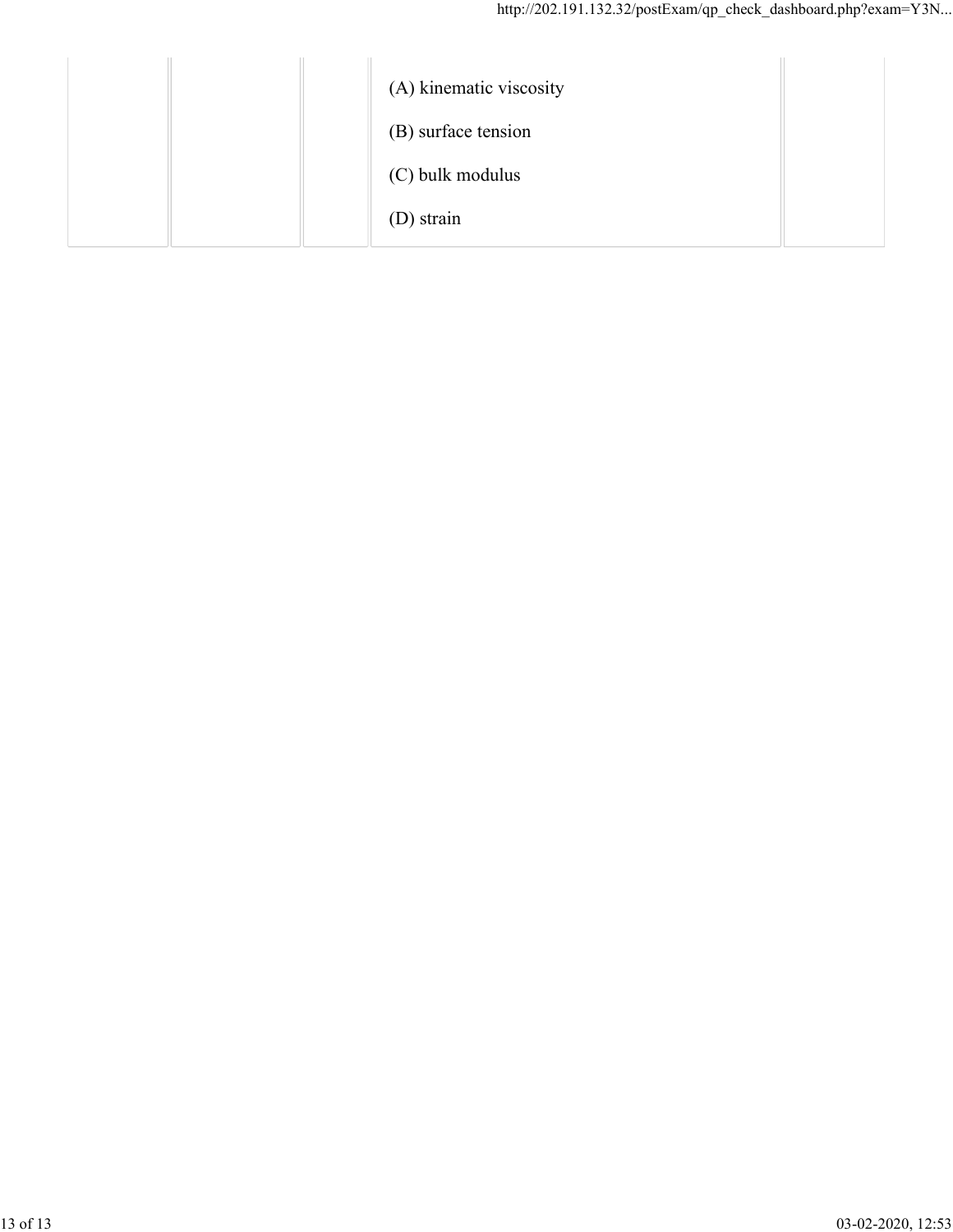| | | | | |
|---|---|---|---|---|
| | | | (A) kinematic viscosity<br><br>(B) surface tension<br><br>(C) bulk modulus<br><br>(D) strain | |